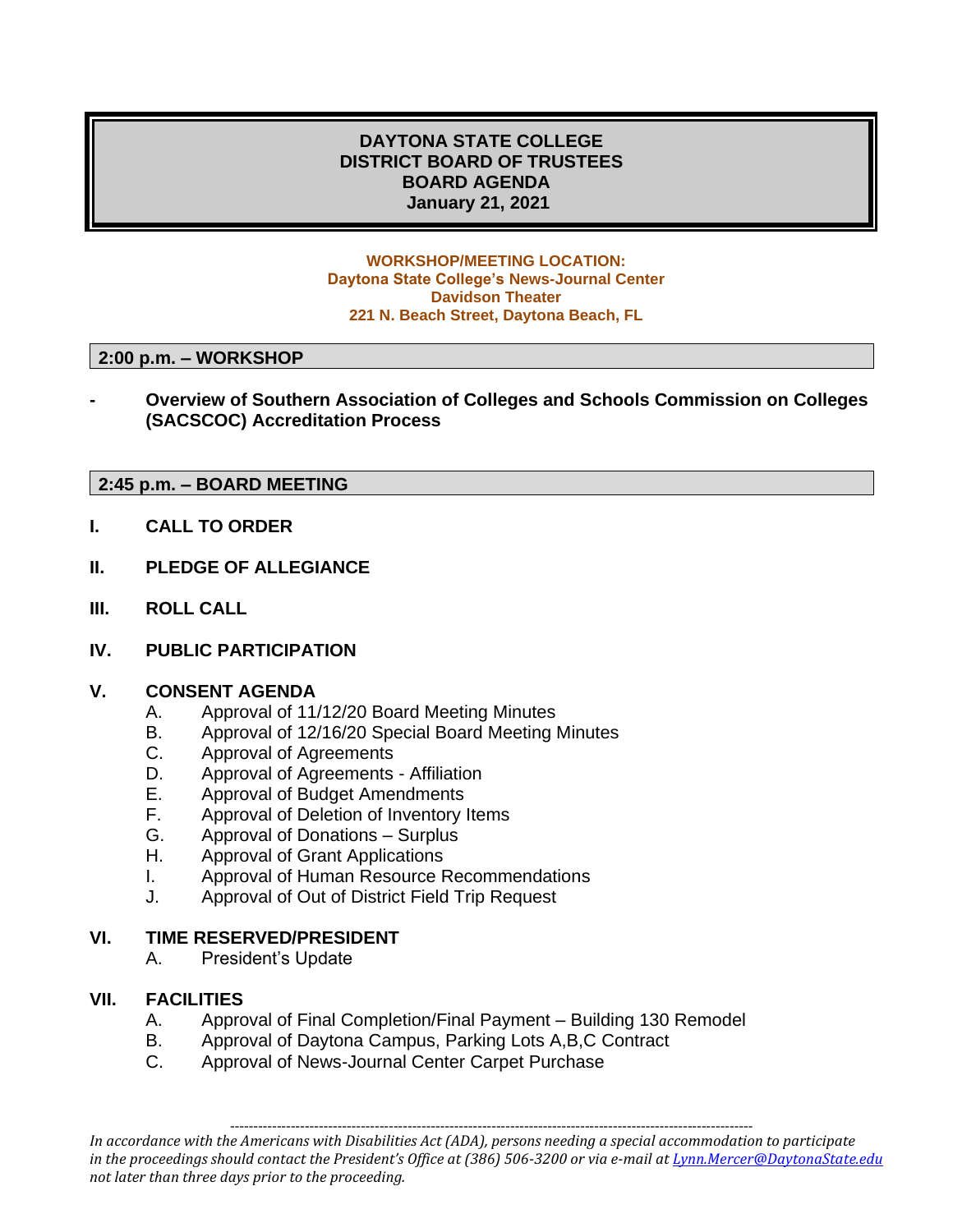# DAYTONA STATE COLLEGE
# DISTRICT BOARD OF TRUSTEES
# BOARD AGENDA
# January 21, 2021

**WORKSHOP/MEETING LOCATION:**
**Daytona State College's News-Journal Center**
**Davidson Theater**
**221 N. Beach Street, Daytona Beach, FL**

## 2:00 p.m. – WORKSHOP

- **Overview of Southern Association of Colleges and Schools Commission on Colleges (SACSCOC) Accreditation Process**

## 2:45 p.m. – BOARD MEETING

**I. CALL TO ORDER**

**II. PLEDGE OF ALLEGIANCE**

**III. ROLL CALL**

**IV. PUBLIC PARTICIPATION**

**V. CONSENT AGENDA**

A. Approval of 11/12/20 Board Meeting Minutes
B. Approval of 12/16/20 Special Board Meeting Minutes
C. Approval of Agreements
D. Approval of Agreements - Affiliation
E. Approval of Budget Amendments
F. Approval of Deletion of Inventory Items
G. Approval of Donations – Surplus
H. Approval of Grant Applications
I. Approval of Human Resource Recommendations
J. Approval of Out of District Field Trip Request

**VI. TIME RESERVED/PRESIDENT**

A. President's Update

**VII. FACILITIES**

A. Approval of Final Completion/Final Payment – Building 130 Remodel
B. Approval of Daytona Campus, Parking Lots A,B,C Contract
C. Approval of News-Journal Center Carpet Purchase

---

*In accordance with the Americans with Disabilities Act (ADA), persons needing a special accommodation to participate in the proceedings should contact the President's Office at (386) 506-3200 or via e-mail at Lynn.Mercer@DaytonaState.edu not later than three days prior to the proceeding.*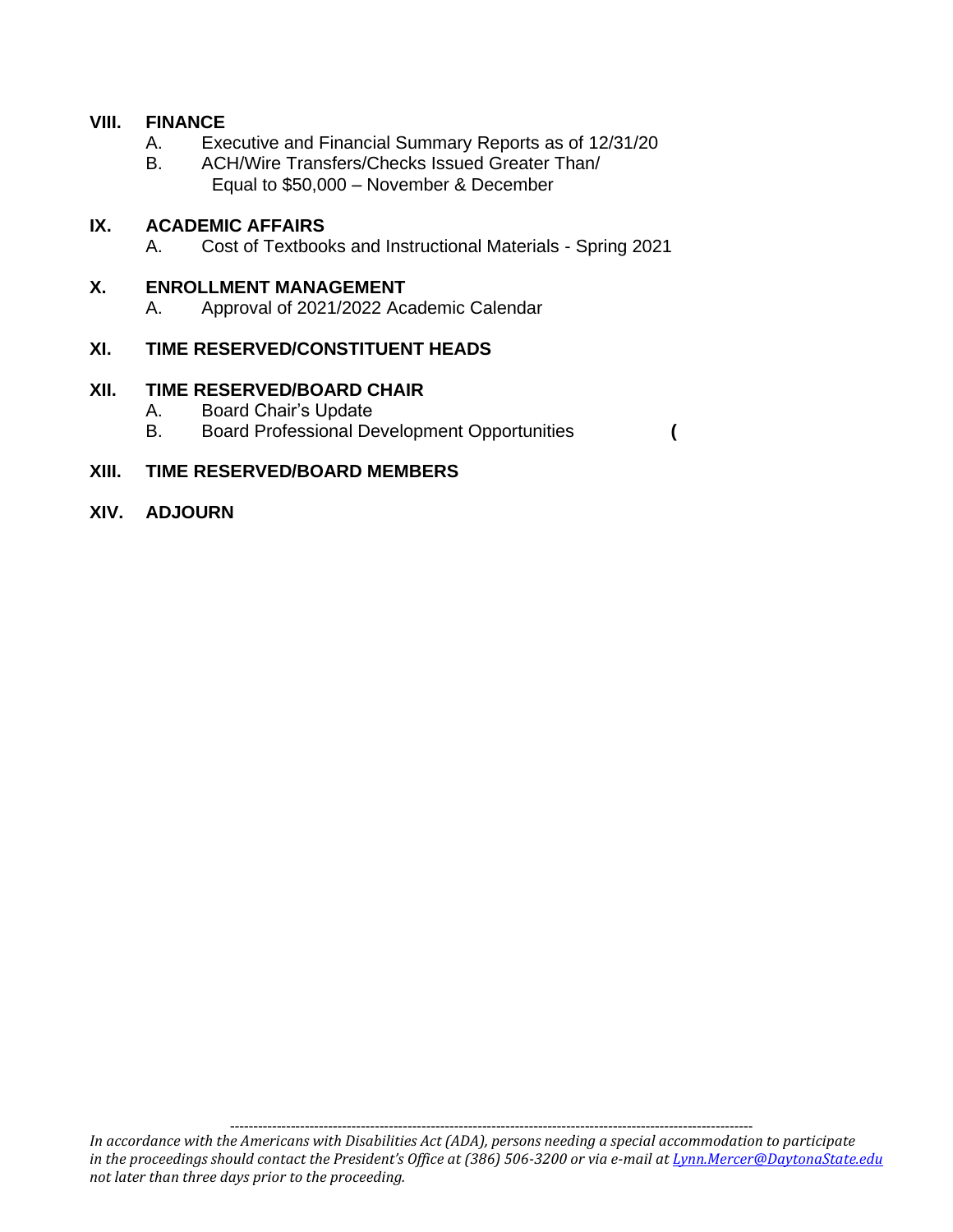## VIII. FINANCE

A. Executive and Financial Summary Reports as of 12/31/20

B. ACH/Wire Transfers/Checks Issued Greater Than/ Equal to $50,000 – November & December

## IX. ACADEMIC AFFAIRS

A. Cost of Textbooks and Instructional Materials - Spring 2021

## X. ENROLLMENT MANAGEMENT

A. Approval of 2021/2022 Academic Calendar

## XI. TIME RESERVED/CONSTITUENT HEADS

## XII. TIME RESERVED/BOARD CHAIR

A. Board Chair's Update

B. Board Professional Development Opportunities **(**

## XIII. TIME RESERVED/BOARD MEMBERS

## XIV. ADJOURN

---

*In accordance with the Americans with Disabilities Act (ADA), persons needing a special accommodation to participate in the proceedings should contact the President's Office at (386) 506-3200 or via e-mail at Lynn.Mercer@DaytonaState.edu not later than three days prior to the proceeding.*